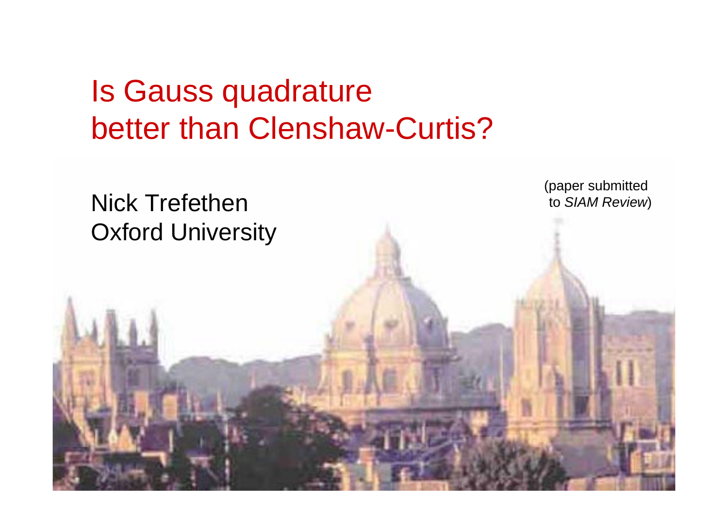# Is Gauss quadrature better than Clenshaw-Curtis?

Nick Trefethen
Oxford University

(paper submitted to *SIAM Review*)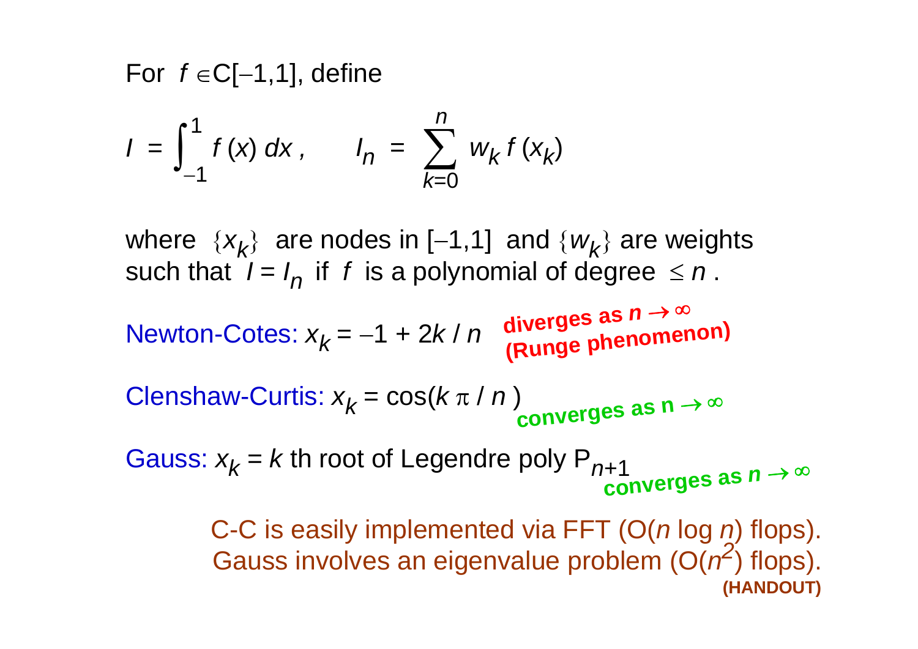For $f \in C[-1,1]$, define

$$I = \int_{-1}^{1} f(x)\, dx , \qquad I_n = \sum_{k=0}^{n} w_k f(x_k)$$

where $\{x_k\}$ are nodes in $[-1,1]$ and $\{w_k\}$ are weights such that $I = I_n$ if $f$ is a polynomial of degree $\le n$ .

Newton-Cotes: $x_k = -1 + 2k / n$ **diverges as $n \to \infty$ (Runge phenomenon)**

Clenshaw-Curtis: $x_k = \cos(k \pi / n)$ **converges as $n \to \infty$**

Gauss: $x_k = k$ th root of Legendre poly $P_{n+1}$ **converges as $n \to \infty$**

C-C is easily implemented via FFT ($O(n \log n)$ flops).
Gauss involves an eigenvalue problem ($O(n^2)$ flops).
**(HANDOUT)**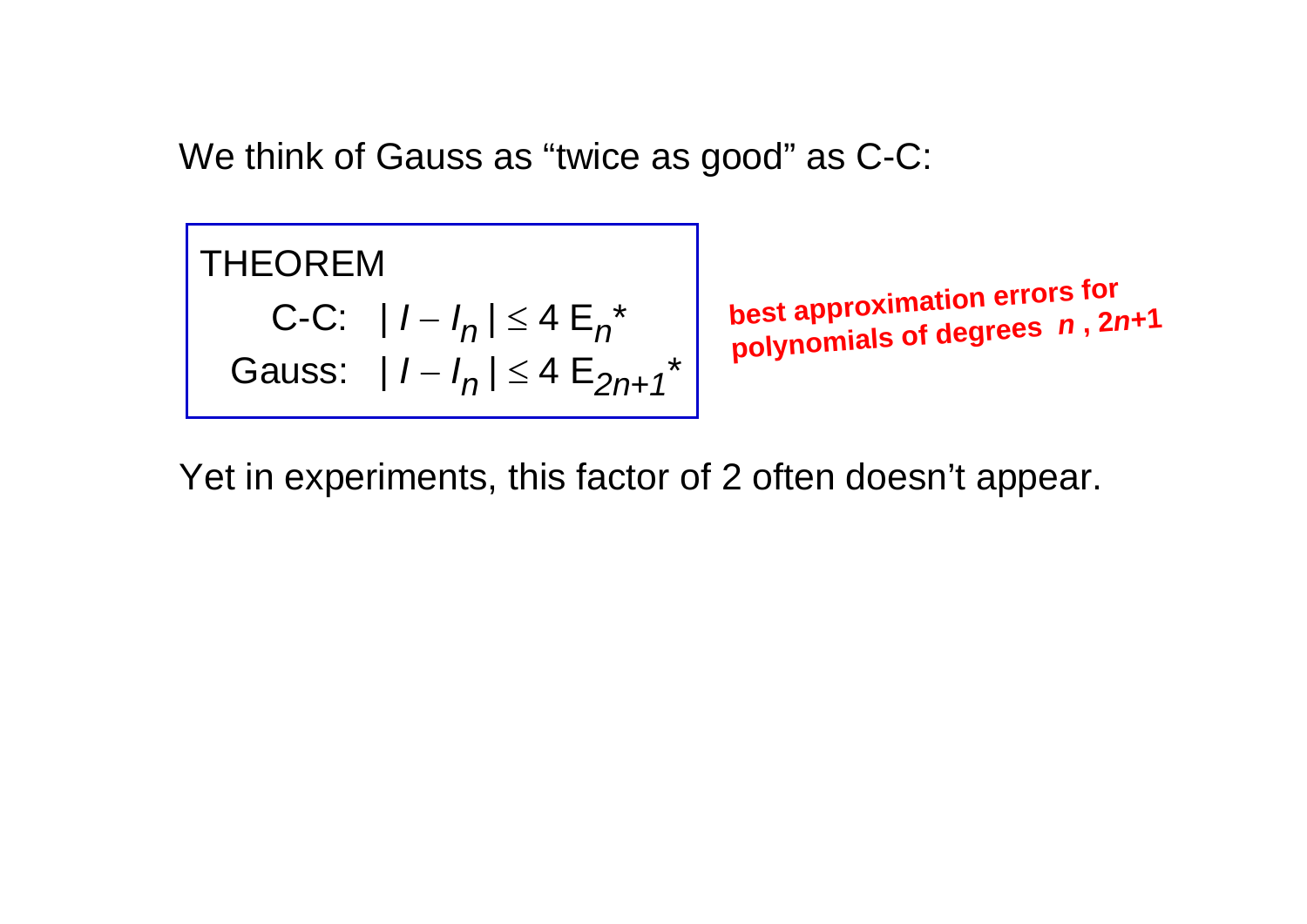We think of Gauss as “twice as good” as C-C:

**THEOREM**

C-C: $|I - I_n| \leq 4\, E_n^*$

Gauss: $|I - I_n| \leq 4\, E_{2n+1}^*$

**best approximation errors for polynomials of degrees** $n$ **,** $2n+1$

Yet in experiments, this factor of 2 often doesn’t appear.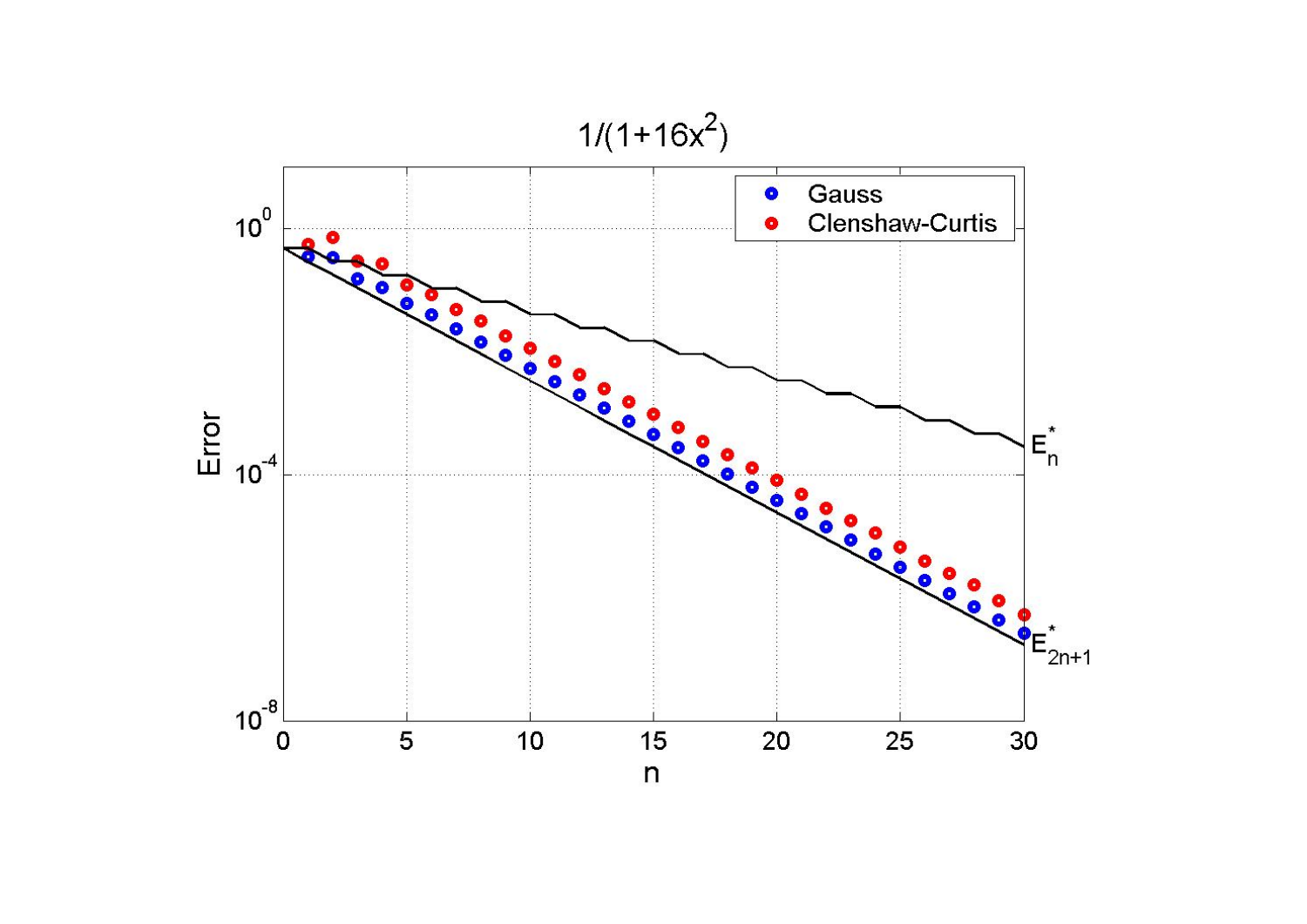$1/(1+16x^2)$

Gauss

Clenshaw-Curtis

Error

$n$

$E_n^*$

$E_{2n+1}^*$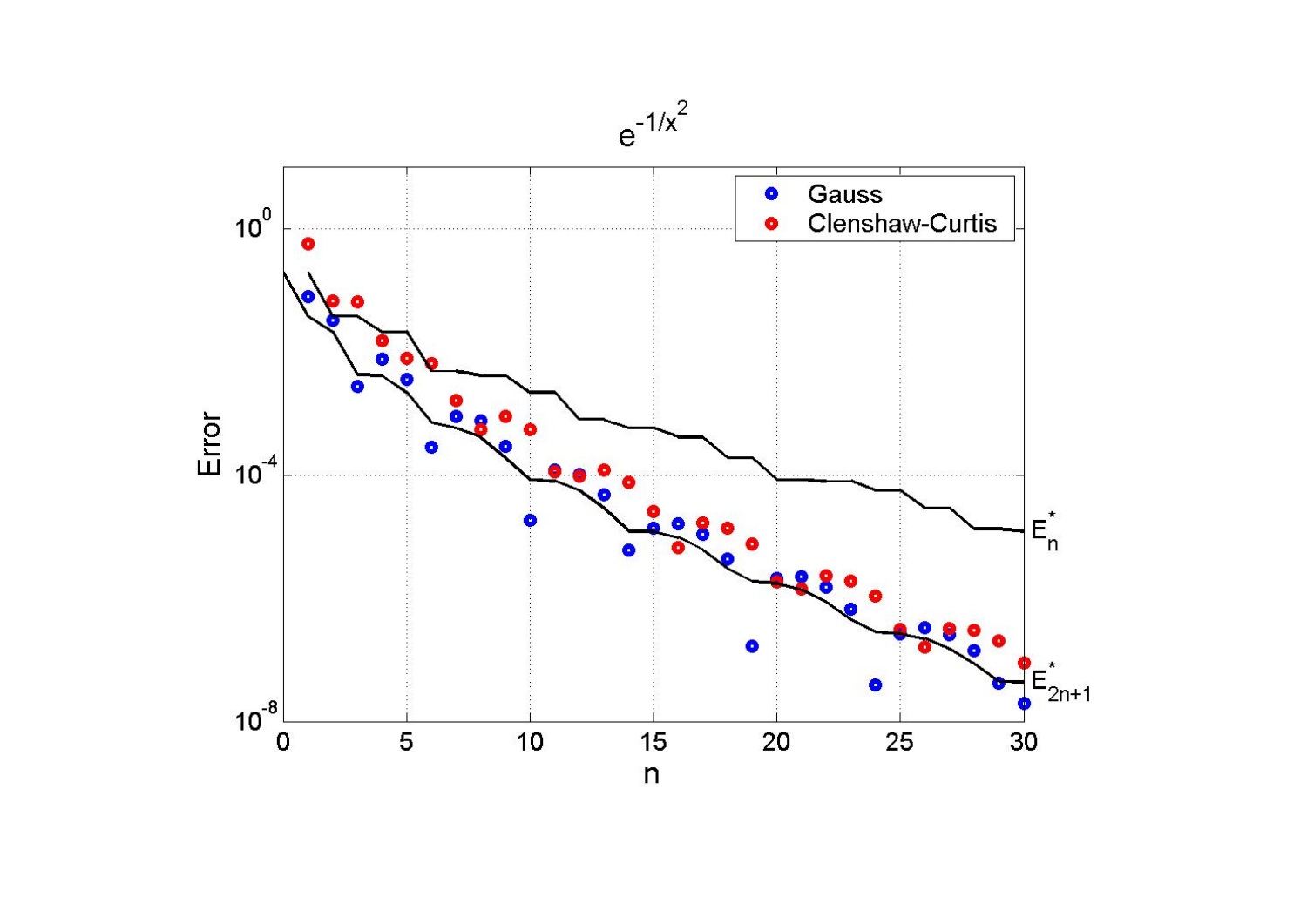$e^{-1/x^2}$

Gauss

Clenshaw-Curtis

$E_n^*$

$E_{2n+1}^*$

Error

n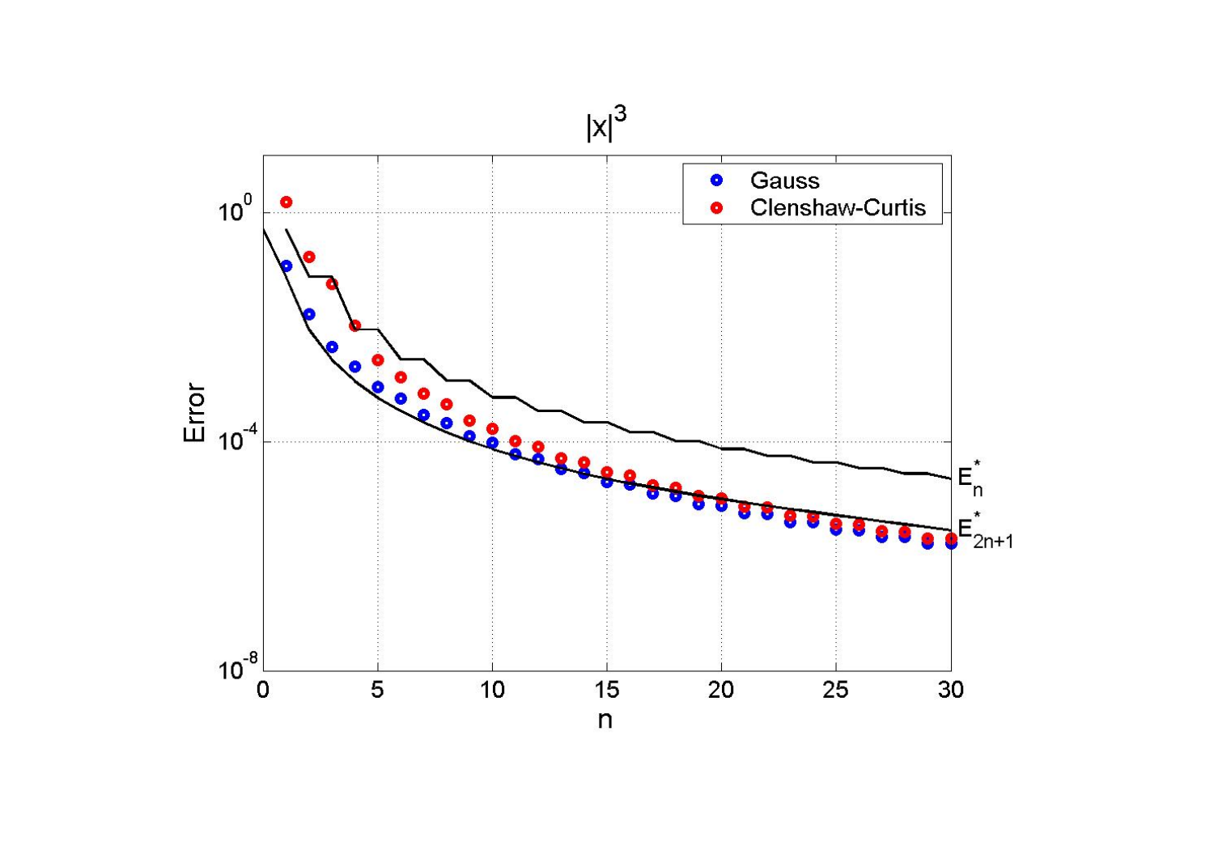$|x|^3$

Gauss

Clenshaw-Curtis

Error

n

$E_n^*$

$E_{2n+1}^*$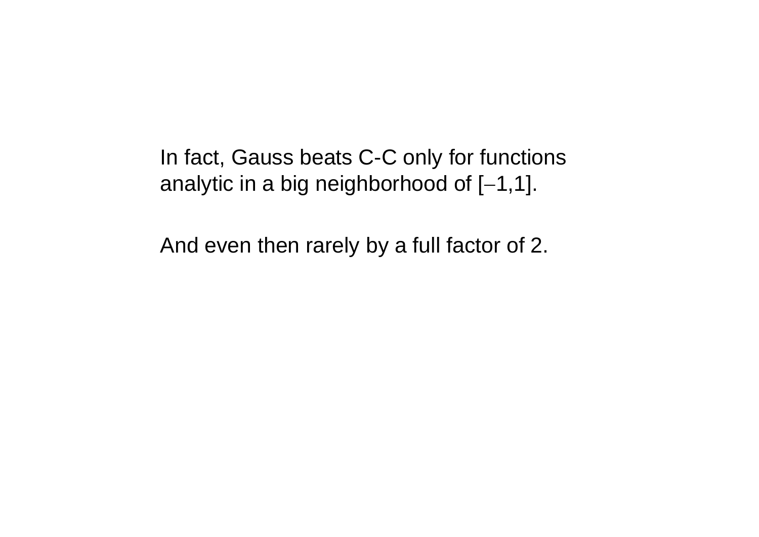In fact, Gauss beats C-C only for functions analytic in a big neighborhood of $[-1,1]$.

And even then rarely by a full factor of 2.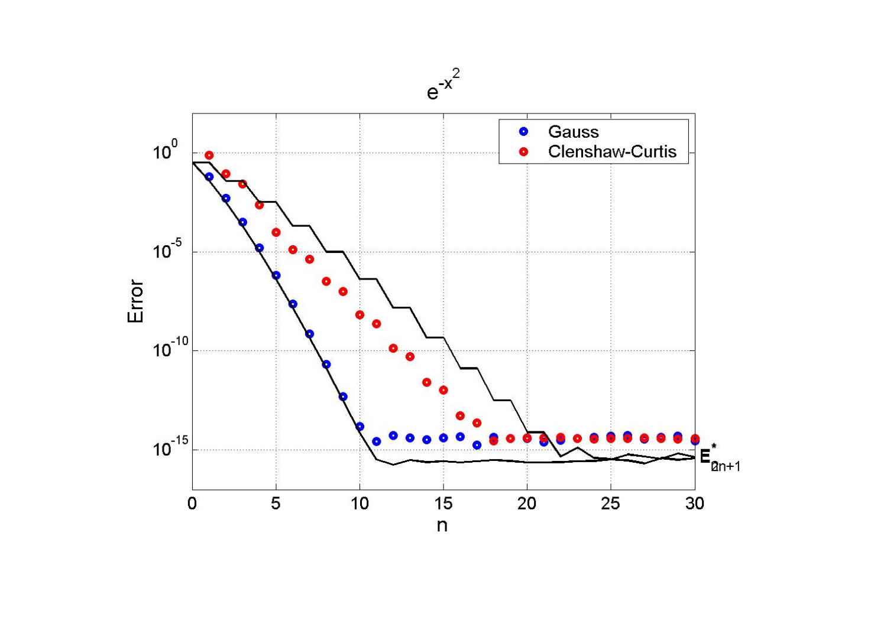$e^{-x^2}$

Gauss

Clenshaw-Curtis

Error

n

$E^*_{2n+1}$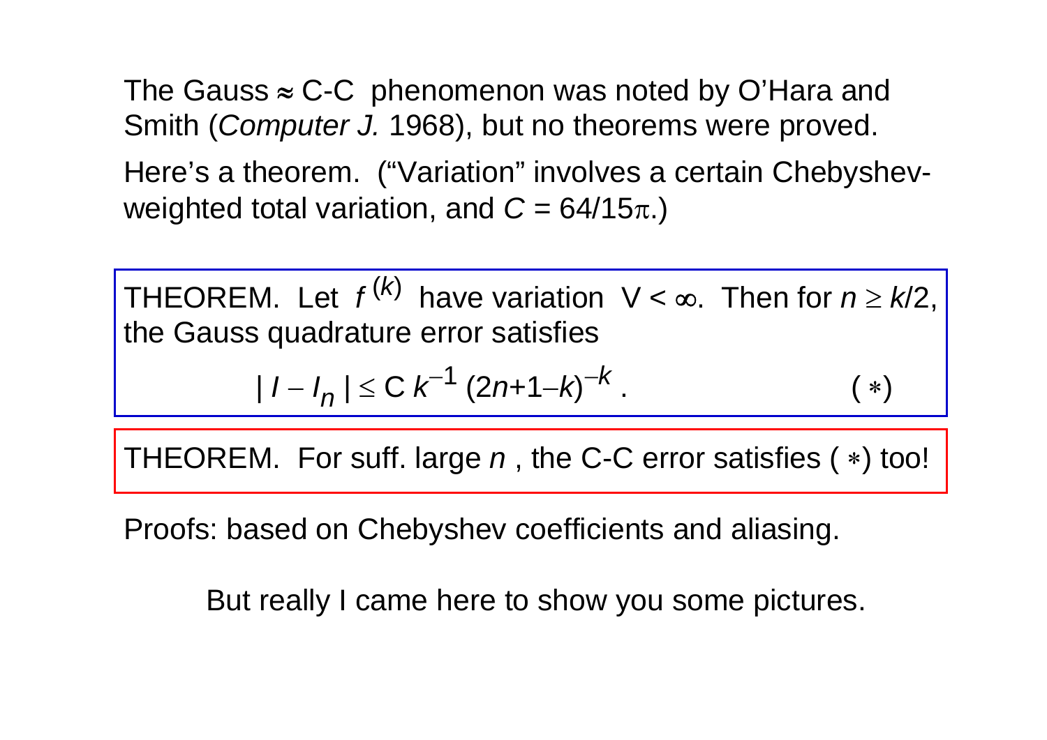The Gauss ≈ C-C phenomenon was noted by O'Hara and Smith (*Computer J.* 1968), but no theorems were proved.

Here's a theorem. ("Variation" involves a certain Chebyshev-weighted total variation, and $C = 64/15\pi$.)

THEOREM. Let $f^{(k)}$ have variation $V < \infty$. Then for $n \ge k/2$, the Gauss quadrature error satisfies

$$|I - I_n| \le C\, k^{-1} (2n+1-k)^{-k} . \qquad (*)$$

THEOREM. For suff. large $n$, the C-C error satisfies $(*)$ too!

Proofs: based on Chebyshev coefficients and aliasing.

But really I came here to show you some pictures.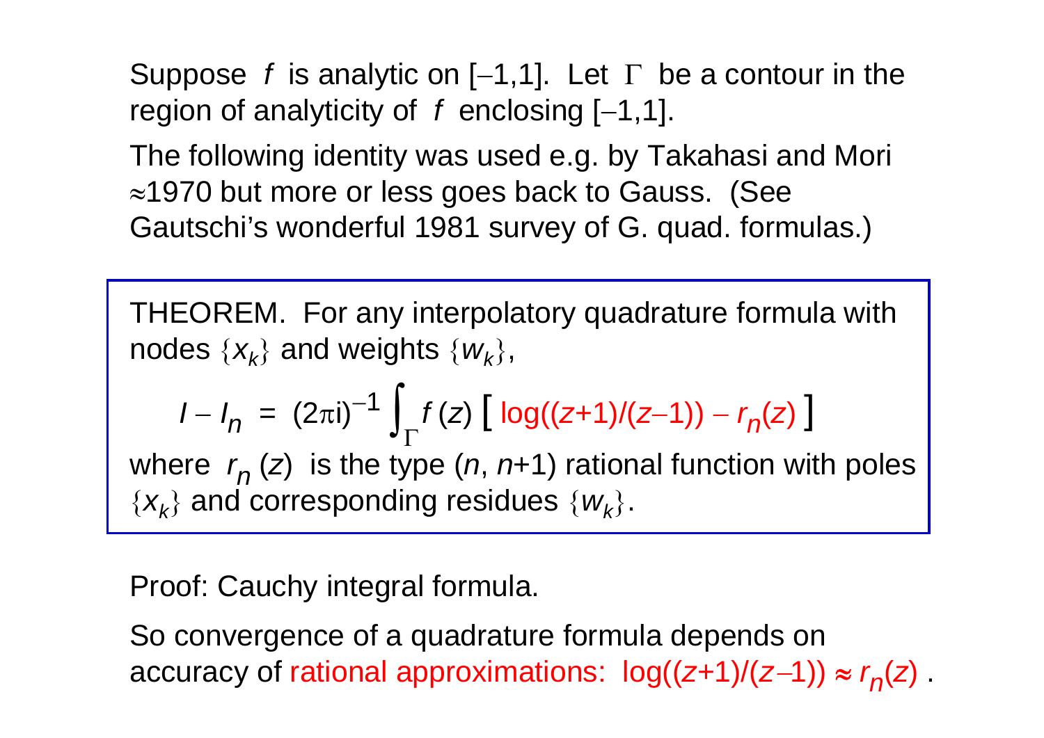Suppose $f$ is analytic on $[-1,1]$. Let $\Gamma$ be a contour in the region of analyticity of $f$ enclosing $[-1,1]$.

The following identity was used e.g. by Takahasi and Mori ≈1970 but more or less goes back to Gauss. (See Gautschi's wonderful 1981 survey of G. quad. formulas.)

THEOREM. For any interpolatory quadrature formula with nodes $\{x_k\}$ and weights $\{w_k\}$,

$$I - I_n = (2\pi i)^{-1} \int_\Gamma f(z) \left[ \log((z+1)/(z-1)) - r_n(z) \right]$$

where $r_n(z)$ is the type $(n, n+1)$ rational function with poles $\{x_k\}$ and corresponding residues $\{w_k\}$.

Proof: Cauchy integral formula.

So convergence of a quadrature formula depends on accuracy of rational approximations: $\log((z+1)/(z-1)) \approx r_n(z)$ .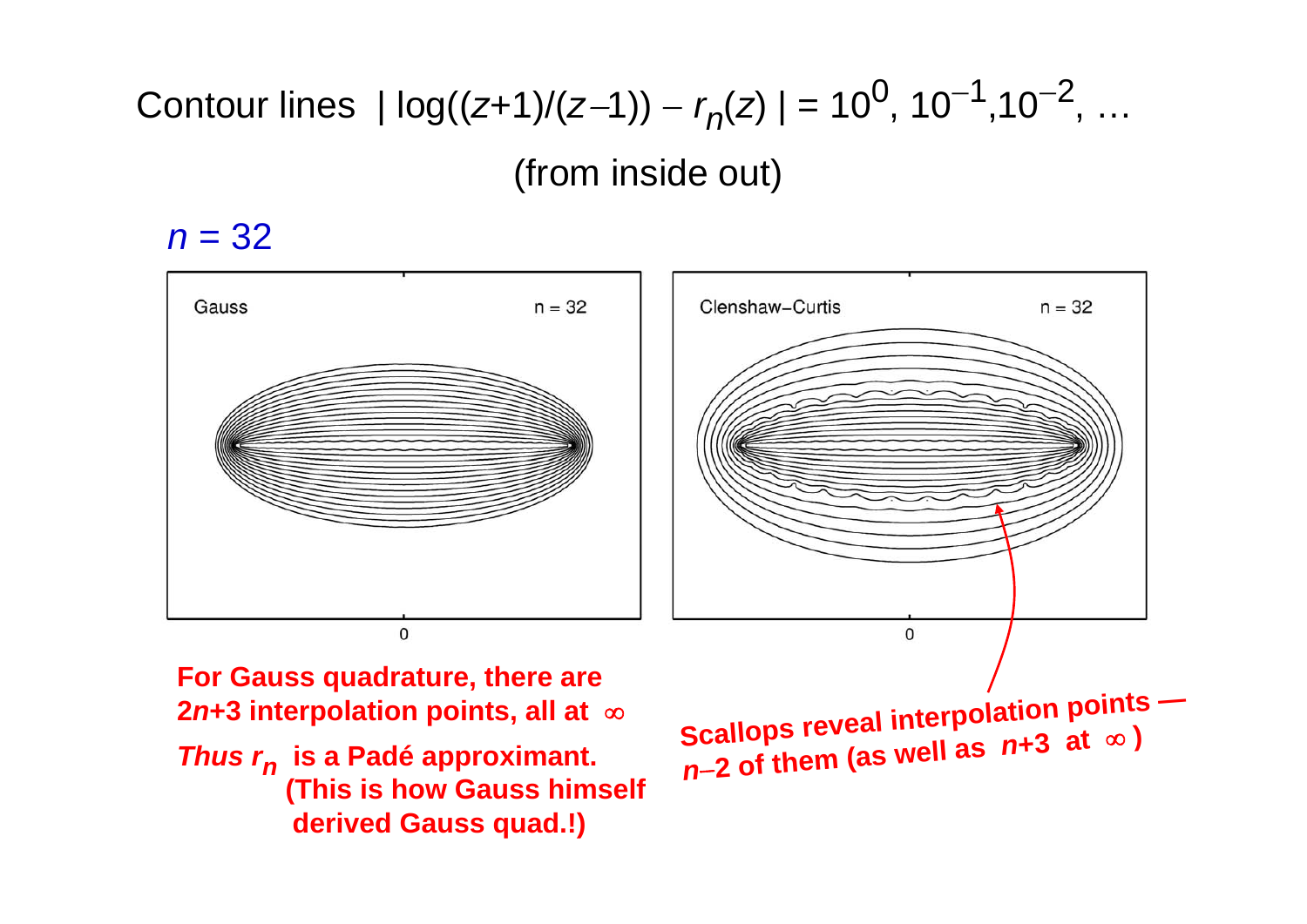# Contour lines $|\log((z+1)/(z-1)) - r_n(z)| = 10^0, 10^{-1}, 10^{-2}, \ldots$

(from inside out)

$n = 32$

Gauss $n = 32$

Clenshaw–Curtis $n = 32$

0

0

**For Gauss quadrature, there are $2n+3$ interpolation points, all at $\infty$**

***Thus*** **$r_n$ is a Padé approximant. (This is how Gauss himself derived Gauss quad.!)**

**Scallops reveal interpolation points — $n-2$ of them (as well as $n+3$ at $\infty$)**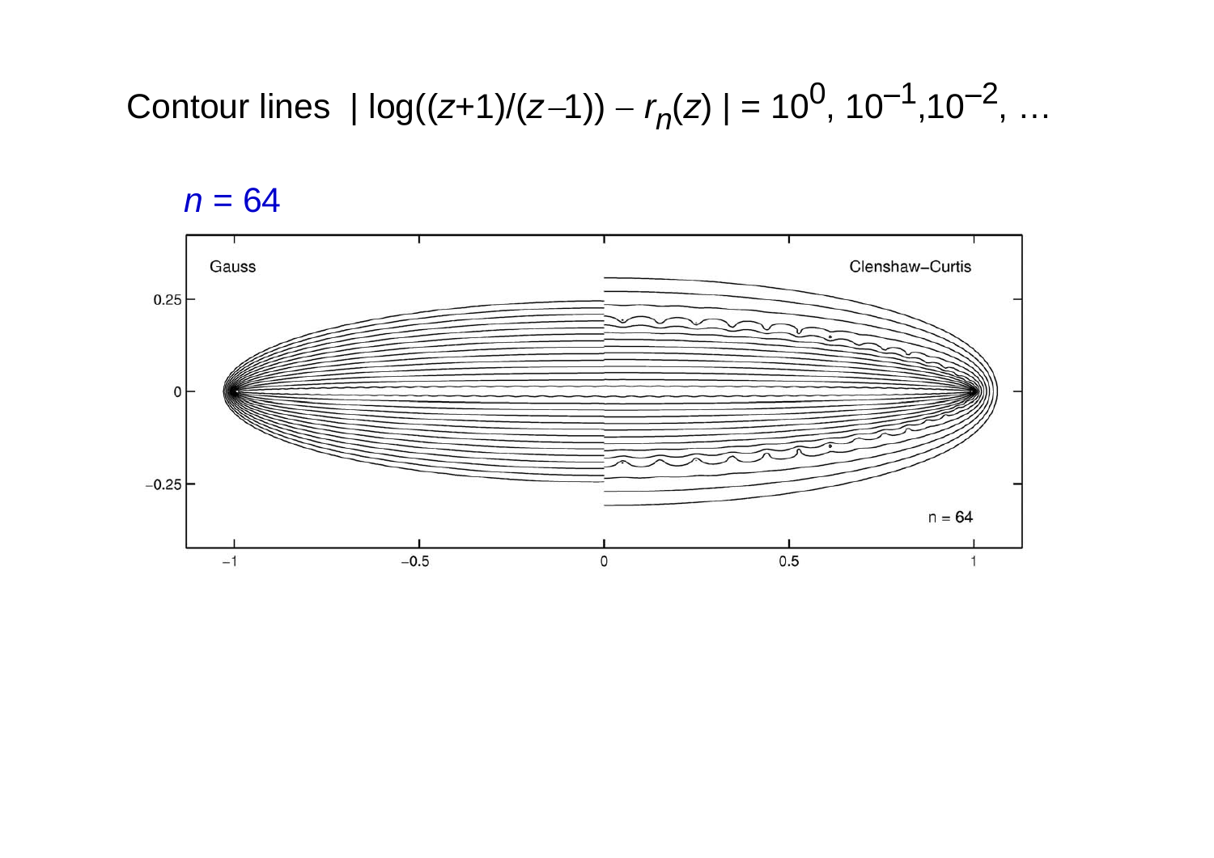Contour lines $|\log((z+1)/(z-1)) - r_n(z)| = 10^0, 10^{-1}, 10^{-2}, \ldots$

$n = 64$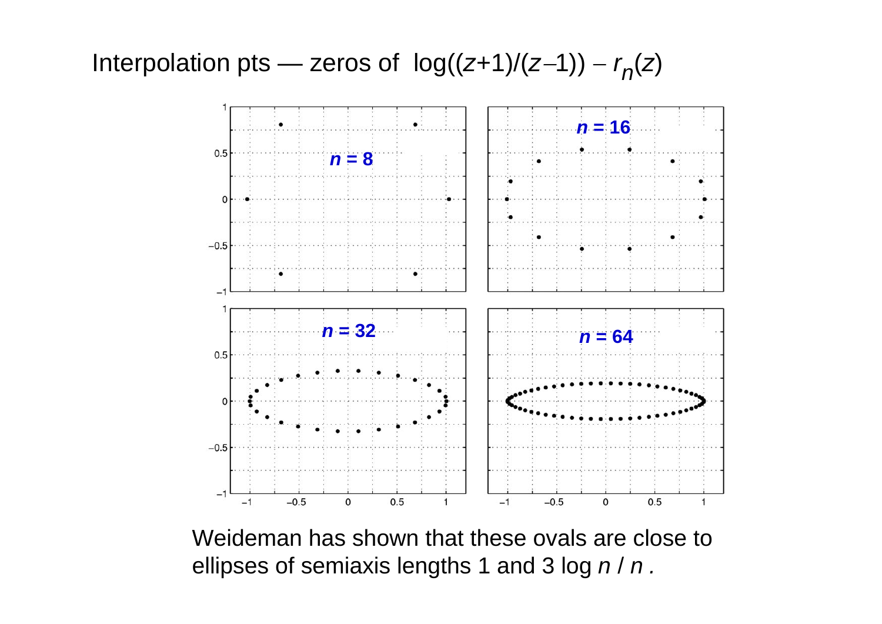# Interpolation pts — zeros of $\log((z+1)/(z-1)) - r_n(z)$

Weideman has shown that these ovals are close to ellipses of semiaxis lengths 1 and 3 log $n$ / $n$ .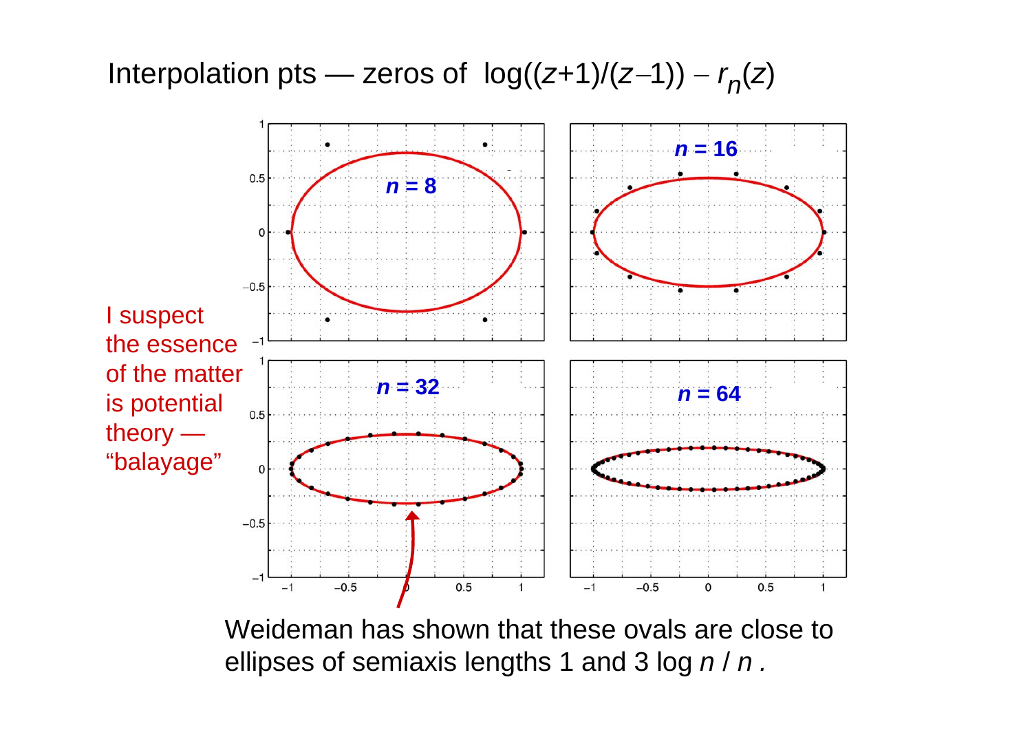# Interpolation pts — zeros of $\log((z+1)/(z-1)) - r_n(z)$

$n = 8$

$n = 16$

$n = 32$

$n = 64$

I suspect the essence of the matter is potential theory — "balayage"

Weideman has shown that these ovals are close to ellipses of semiaxis lengths 1 and $3 \log n / n$.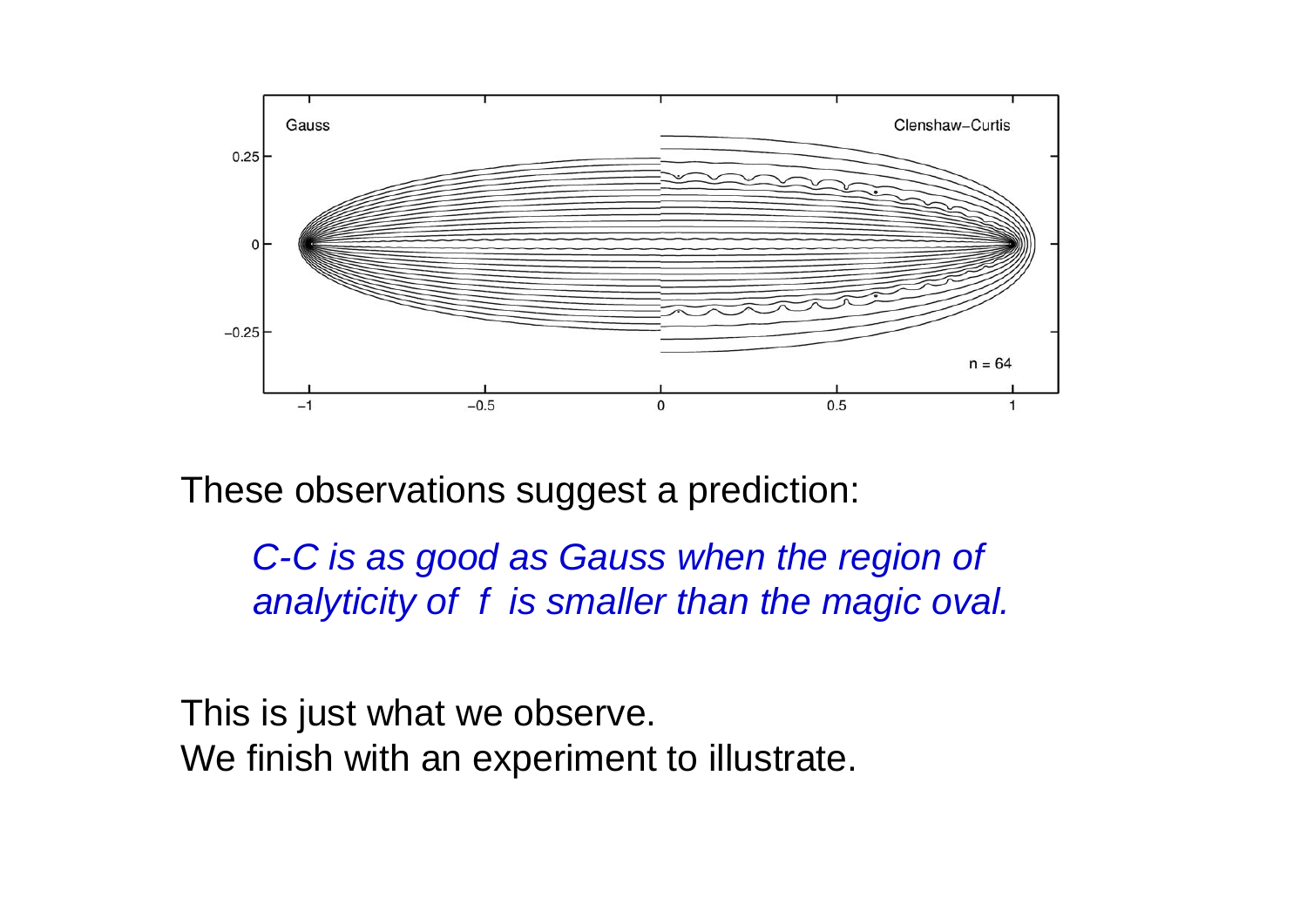These observations suggest a prediction:

*C-C is as good as Gauss when the region of analyticity of $f$ is smaller than the magic oval.*

This is just what we observe.
We finish with an experiment to illustrate.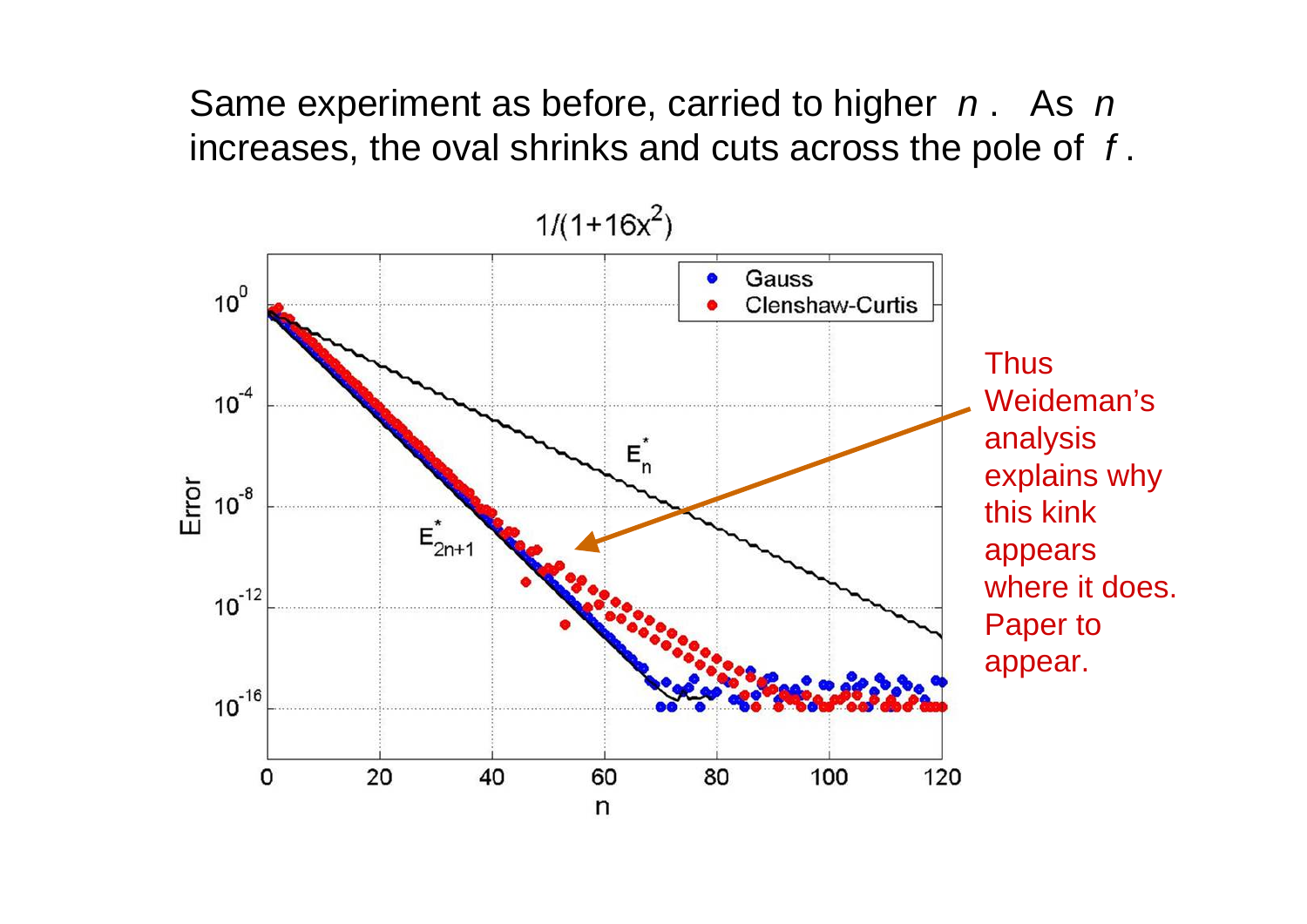Same experiment as before, carried to higher $n$. As $n$ increases, the oval shrinks and cuts across the pole of $f$.

$1/(1+16x^2)$

Gauss

Clenshaw-Curtis

Error

n

$10^{0}$

$10^{-4}$

$10^{-8}$

$10^{-12}$

$10^{-16}$

0 20 40 60 80 100 120

$E_n^*$

$E_{2n+1}^*$

Thus Weideman's analysis explains why this kink appears where it does. Paper to appear.